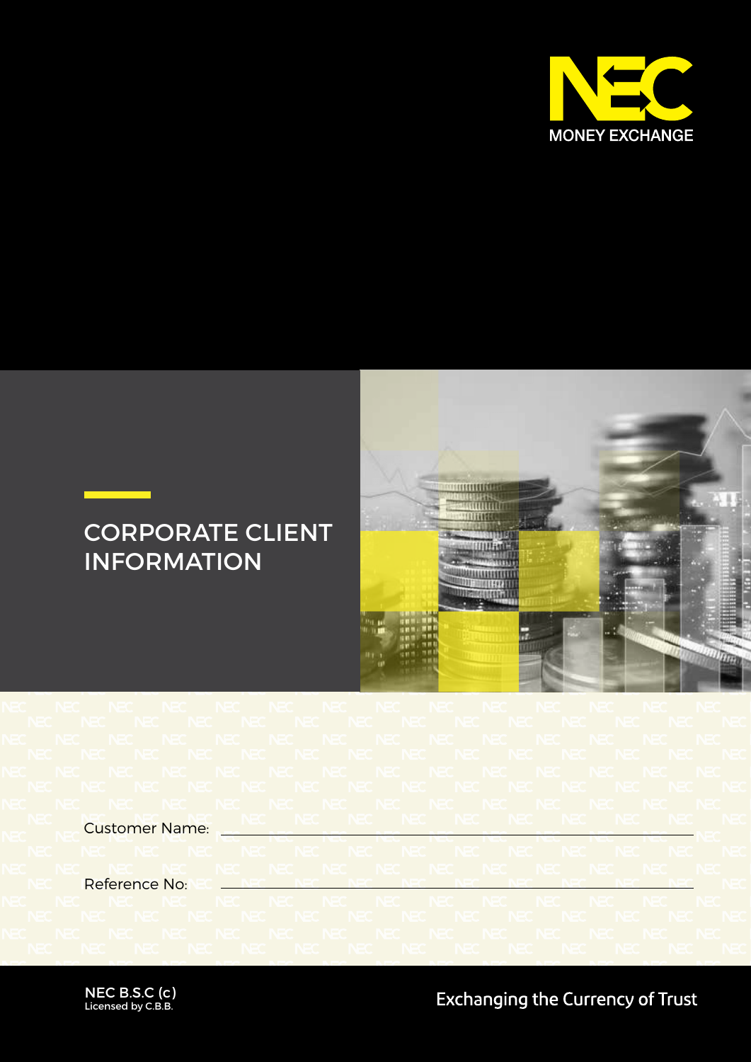NEC

MONEY EXCHANGE

# CORPORATE CLIENT INFORMATION

Customer Name: \_\_\_\_\_\_\_\_\_\_\_\_\_\_\_\_\_\_\_\_\_\_\_\_\_\_\_\_\_\_\_\_

Reference No: \_\_\_\_\_\_\_\_\_\_\_\_\_\_\_\_\_\_\_\_\_\_\_\_\_\_\_\_\_\_\_\_

NEC B.S.C (c)
Licensed by C.B.B.

Exchanging the Currency of Trust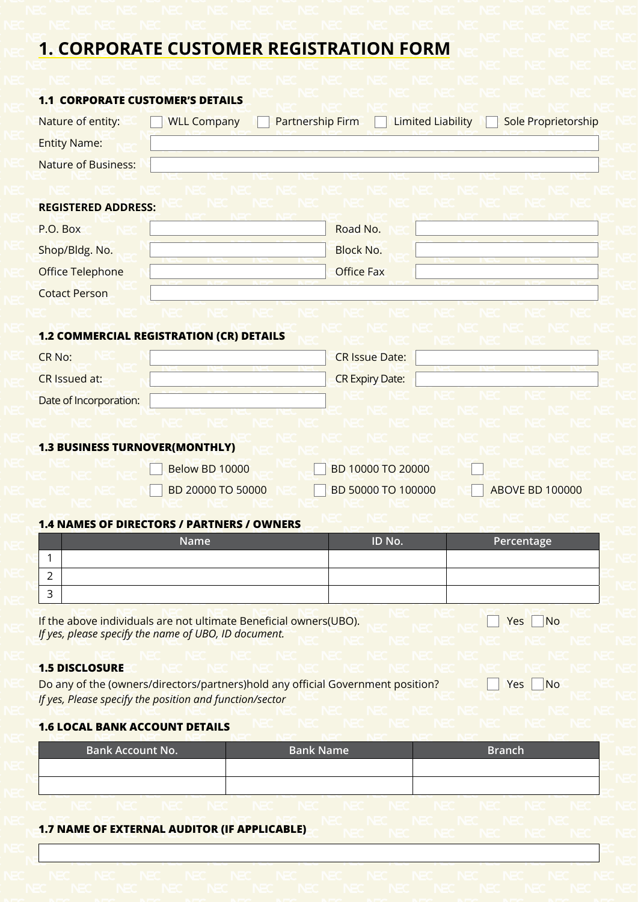# 1. CORPORATE CUSTOMER REGISTRATION FORM

### 1.1 CORPORATE CUSTOMER'S DETAILS

Nature of entity: ☐ WLL Company ☐ Partnership Firm ☐ Limited Liability ☐ Sole Proprietorship

Entity Name:

Nature of Business:

**REGISTERED ADDRESS:**

| | | | |
|---|---|---|---|
| P.O. Box | | Road No. | |
| Shop/Bldg. No. | | Block No. | |
| Office Telephone | | Office Fax | |
| Cotact Person | | | |

### 1.2 COMMERCIAL REGISTRATION (CR) DETAILS

| | | | |
|---|---|---|---|
| CR No: | | CR Issue Date: | |
| CR Issued at: | | CR Expiry Date: | |
| Date of Incorporation: | | | |

### 1.3 BUSINESS TURNOVER(MONTHLY)

☐ Below BD 10000 ☐ BD 10000 TO 20000 ☐

☐ BD 20000 TO 50000 ☐ BD 50000 TO 100000 ☐ ABOVE BD 100000

### 1.4 NAMES OF DIRECTORS / PARTNERS / OWNERS

| | Name | ID No. | Percentage |
|---|---|---|---|
| 1 | | | |
| 2 | | | |
| 3 | | | |

If the above individuals are not ultimate Beneficial owners(UBO). ☐ Yes ☐ No
*If yes, please specify the name of UBO, ID document.*

### 1.5 DISCLOSURE

Do any of the (owners/directors/partners)hold any official Government position? ☐ Yes ☐ No
*If yes, Please specify the position and function/sector*

### 1.6 LOCAL BANK ACCOUNT DETAILS

| Bank Account No. | Bank Name | Branch |
|---|---|---|
| | | |
| | | |

### 1.7 NAME OF EXTERNAL AUDITOR (IF APPLICABLE)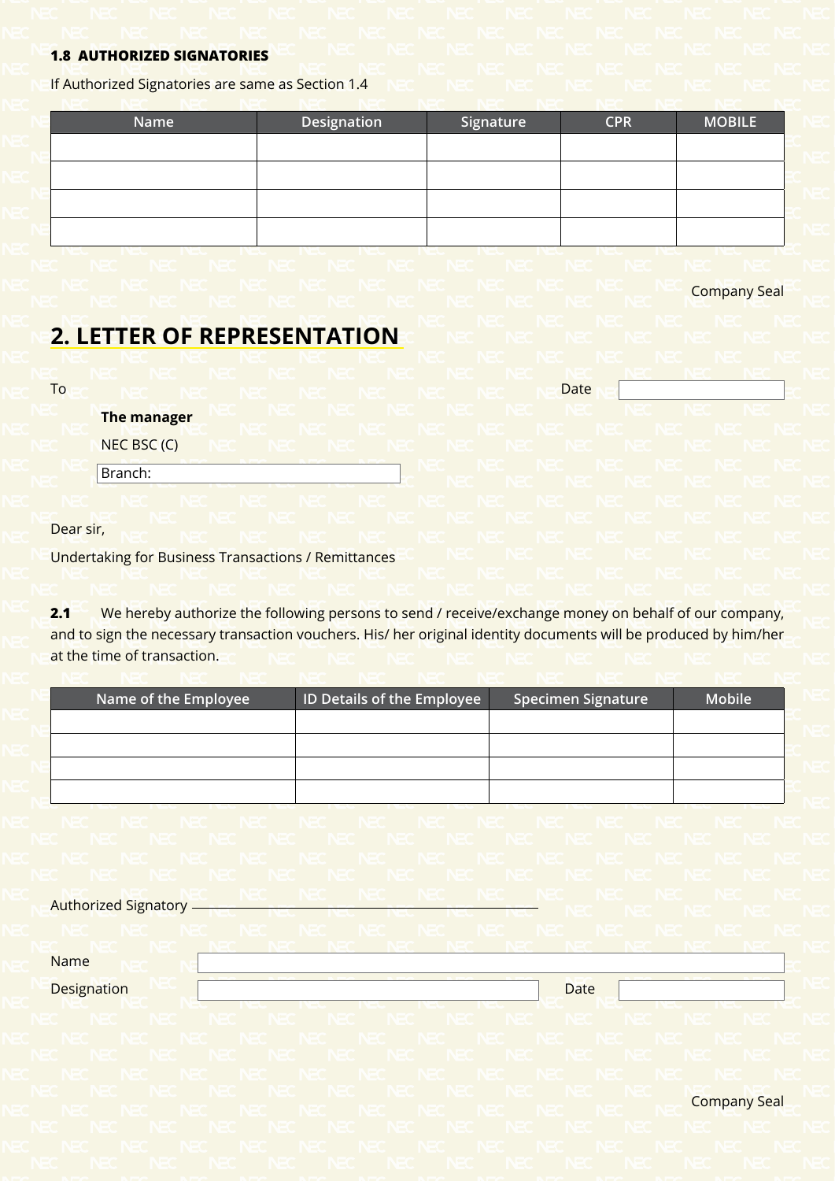**1.8 AUTHORIZED SIGNATORIES**

If Authorized Signatories are same as Section 1.4

| Name | Designation | Signature | CPR | MOBILE |
|---|---|---|---|---|
| | | | | |
| | | | | |
| | | | | |
| | | | | |

Company Seal

## 2. LETTER OF REPRESENTATION

To

**The manager**

NEC BSC (C)

Branch:

Date

Dear sir,

Undertaking for Business Transactions / Remittances

**2.1** We hereby authorize the following persons to send / receive/exchange money on behalf of our company, and to sign the necessary transaction vouchers. His/ her original identity documents will be produced by him/her at the time of transaction.

| Name of the Employee | ID Details of the Employee | Specimen Signature | Mobile |
|---|---|---|---|
| | | | |
| | | | |
| | | | |
| | | | |

Authorized Signatory ______________________

Name

Designation

Date

Company Seal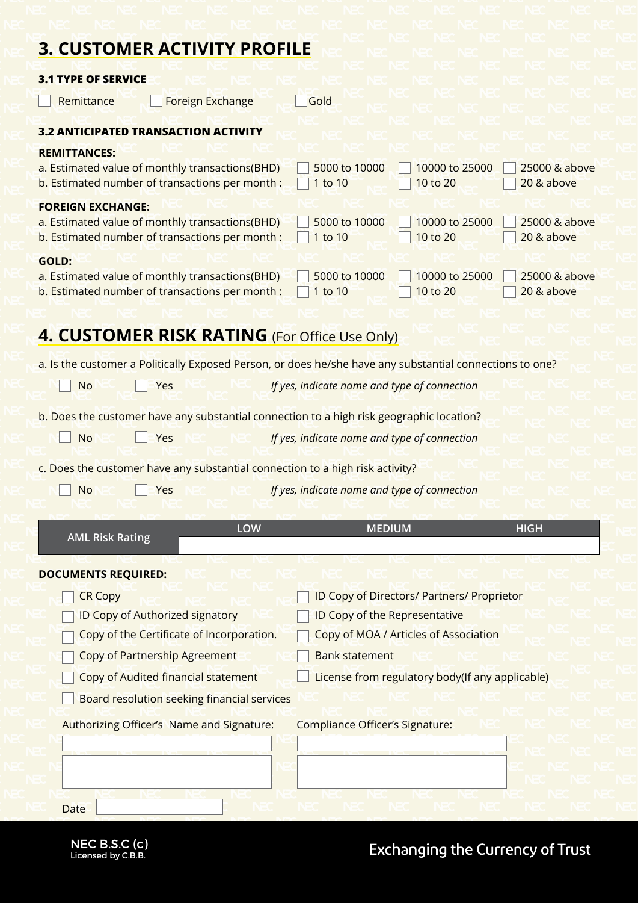## 3. CUSTOMER ACTIVITY PROFILE

### 3.1 TYPE OF SERVICE

☐ Remittance ☐ Foreign Exchange ☐ Gold

### 3.2 ANTICIPATED TRANSACTION ACTIVITY

**REMITTANCES:**

| | | | |
|---|---|---|---|
| a. Estimated value of monthly transactions(BHD) | ☐ 5000 to 10000 | ☐ 10000 to 25000 | ☐ 25000 & above |
| b. Estimated number of transactions per month : | ☐ 1 to 10 | ☐ 10 to 20 | ☐ 20 & above |

**FOREIGN EXCHANGE:**

| | | | |
|---|---|---|---|
| a. Estimated value of monthly transactions(BHD) | ☐ 5000 to 10000 | ☐ 10000 to 25000 | ☐ 25000 & above |
| b. Estimated number of transactions per month : | ☐ 1 to 10 | ☐ 10 to 20 | ☐ 20 & above |

**GOLD:**

| | | | |
|---|---|---|---|
| a. Estimated value of monthly transactions(BHD) | ☐ 5000 to 10000 | ☐ 10000 to 25000 | ☐ 25000 & above |
| b. Estimated number of transactions per month : | ☐ 1 to 10 | ☐ 10 to 20 | ☐ 20 & above |

## 4. CUSTOMER RISK RATING (For Office Use Only)

a. Is the customer a Politically Exposed Person, or does he/she have any substantial connections to one?

☐ No ☐ Yes *If yes, indicate name and type of connection*

b. Does the customer have any substantial connection to a high risk geographic location?

☐ No ☐ Yes *If yes, indicate name and type of connection*

c. Does the customer have any substantial connection to a high risk activity?

☐ No ☐ Yes *If yes, indicate name and type of connection*

| AML Risk Rating | LOW | MEDIUM | HIGH |
|---|---|---|---|
| | | | |

**DOCUMENTS REQUIRED:**

- ☐ CR Copy
- ☐ ID Copy of Directors/ Partners/ Proprietor
- ☐ ID Copy of Authorized signatory
- ☐ ID Copy of the Representative
- ☐ Copy of the Certificate of Incorporation.
- ☐ Copy of MOA / Articles of Association
- ☐ Copy of Partnership Agreement
- ☐ Bank statement
- ☐ Copy of Audited financial statement
- ☐ License from regulatory body(If any applicable)
- ☐ Board resolution seeking financial services

Authorizing Officer's Name and Signature:

Compliance Officer's Signature:

Date

NEC B.S.C (c)
Licensed by C.B.B.

Exchanging the Currency of Trust